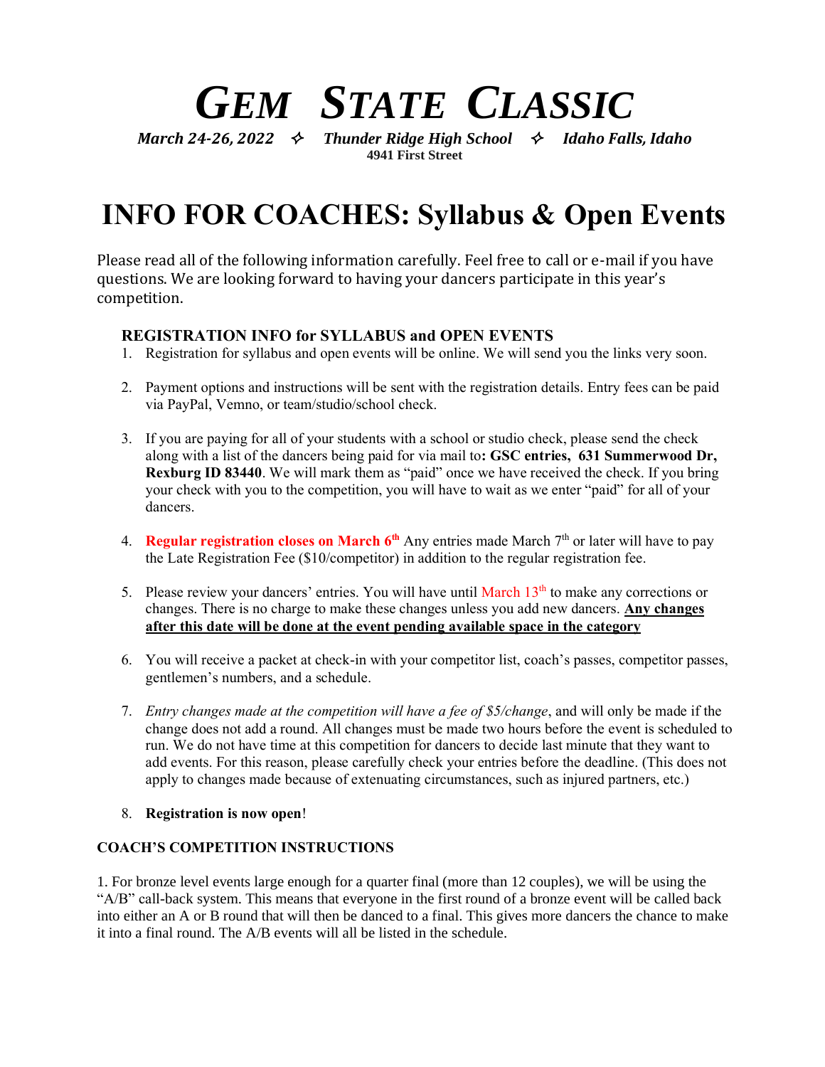# *GEM STATE CLASSIC*

***March 24-26, 2022 ✧ Thunder Ridge High School ✧ Idaho Falls, Idaho***

**4941 First Street**

# INFO FOR COACHES: Syllabus & Open Events

Please read all of the following information carefully. Feel free to call or e-mail if you have questions. We are looking forward to having your dancers participate in this year's competition.

### REGISTRATION INFO for SYLLABUS and OPEN EVENTS

1. Registration for syllabus and open events will be online. We will send you the links very soon.

2. Payment options and instructions will be sent with the registration details. Entry fees can be paid via PayPal, Vemno, or team/studio/school check.

3. If you are paying for all of your students with a school or studio check, please send the check along with a list of the dancers being paid for via mail to**: GSC entries, 631 Summerwood Dr, Rexburg ID 83440**. We will mark them as "paid" once we have received the check. If you bring your check with you to the competition, you will have to wait as we enter "paid" for all of your dancers.

4. **Regular registration closes on March 6th** Any entries made March 7th or later will have to pay the Late Registration Fee ($10/competitor) in addition to the regular registration fee.

5. Please review your dancers' entries. You will have until March 13th to make any corrections or changes. There is no charge to make these changes unless you add new dancers. **Any changes after this date will be done at the event pending available space in the category**

6. You will receive a packet at check-in with your competitor list, coach's passes, competitor passes, gentlemen's numbers, and a schedule.

7. *Entry changes made at the competition will have a fee of $5/change*, and will only be made if the change does not add a round. All changes must be made two hours before the event is scheduled to run. We do not have time at this competition for dancers to decide last minute that they want to add events. For this reason, please carefully check your entries before the deadline. (This does not apply to changes made because of extenuating circumstances, such as injured partners, etc.)

8. **Registration is now open**!

### COACH'S COMPETITION INSTRUCTIONS

1. For bronze level events large enough for a quarter final (more than 12 couples), we will be using the "A/B" call-back system. This means that everyone in the first round of a bronze event will be called back into either an A or B round that will then be danced to a final. This gives more dancers the chance to make it into a final round. The A/B events will all be listed in the schedule.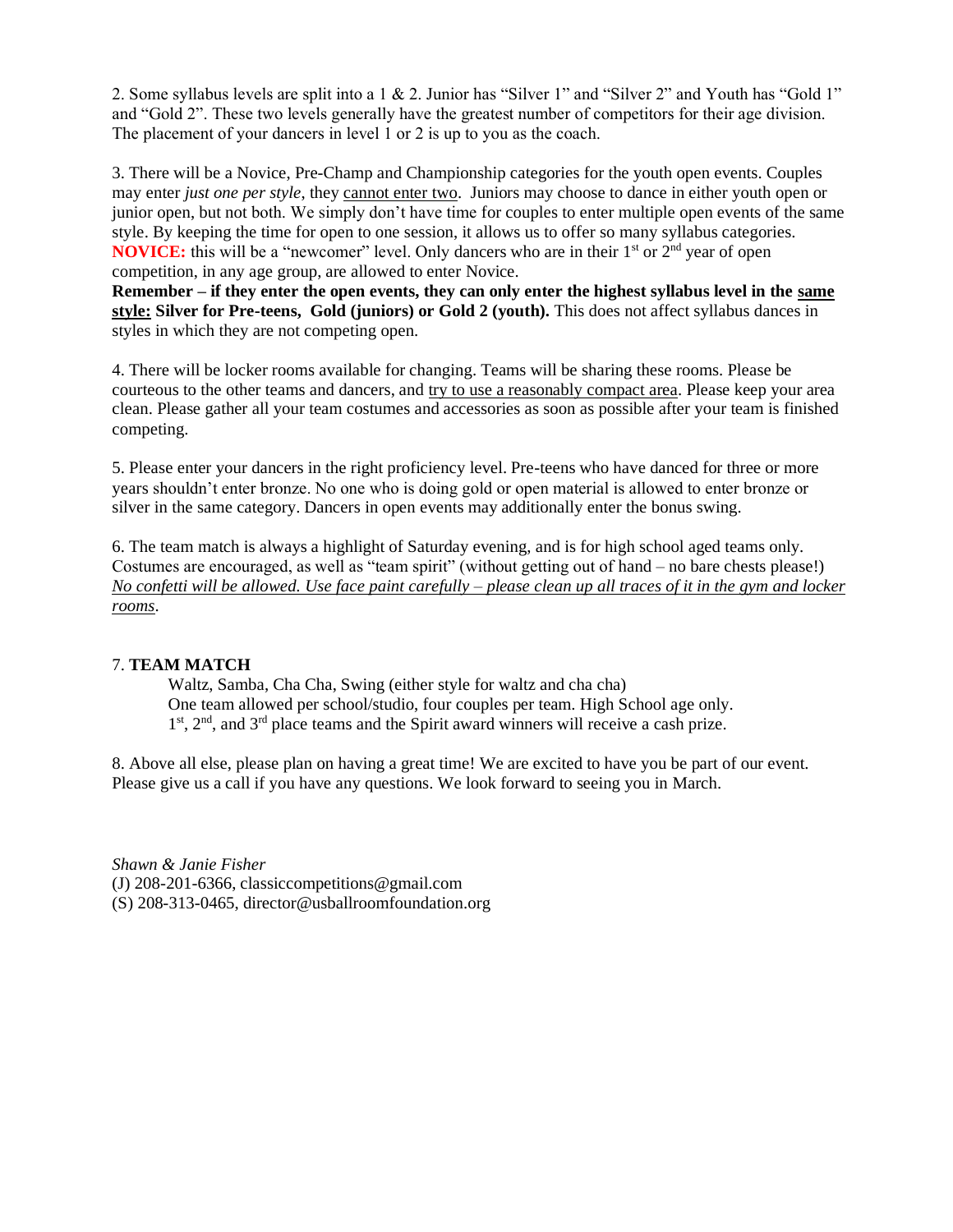2. Some syllabus levels are split into a 1 & 2. Junior has "Silver 1" and "Silver 2" and Youth has "Gold 1" and "Gold 2". These two levels generally have the greatest number of competitors for their age division. The placement of your dancers in level 1 or 2 is up to you as the coach.

3. There will be a Novice, Pre-Champ and Championship categories for the youth open events. Couples may enter *just one per style*, they cannot enter two. Juniors may choose to dance in either youth open or junior open, but not both. We simply don't have time for couples to enter multiple open events of the same style. By keeping the time for open to one session, it allows us to offer so many syllabus categories. **NOVICE:** this will be a "newcomer" level. Only dancers who are in their 1st or 2nd year of open competition, in any age group, are allowed to enter Novice.
**Remember – if they enter the open events, they can only enter the highest syllabus level in the same style: Silver for Pre-teens, Gold (juniors) or Gold 2 (youth).** This does not affect syllabus dances in styles in which they are not competing open.

4. There will be locker rooms available for changing. Teams will be sharing these rooms. Please be courteous to the other teams and dancers, and try to use a reasonably compact area. Please keep your area clean. Please gather all your team costumes and accessories as soon as possible after your team is finished competing.

5. Please enter your dancers in the right proficiency level. Pre-teens who have danced for three or more years shouldn't enter bronze. No one who is doing gold or open material is allowed to enter bronze or silver in the same category. Dancers in open events may additionally enter the bonus swing.

6. The team match is always a highlight of Saturday evening, and is for high school aged teams only. Costumes are encouraged, as well as "team spirit" (without getting out of hand – no bare chests please!) *No confetti will be allowed. Use face paint carefully – please clean up all traces of it in the gym and locker rooms*.

7. **TEAM MATCH**

Waltz, Samba, Cha Cha, Swing (either style for waltz and cha cha)
One team allowed per school/studio, four couples per team. High School age only.
1st, 2nd, and 3rd place teams and the Spirit award winners will receive a cash prize.

8. Above all else, please plan on having a great time! We are excited to have you be part of our event. Please give us a call if you have any questions. We look forward to seeing you in March.

*Shawn & Janie Fisher*
(J) 208-201-6366, classiccompetitions@gmail.com
(S) 208-313-0465, director@usballroomfoundation.org